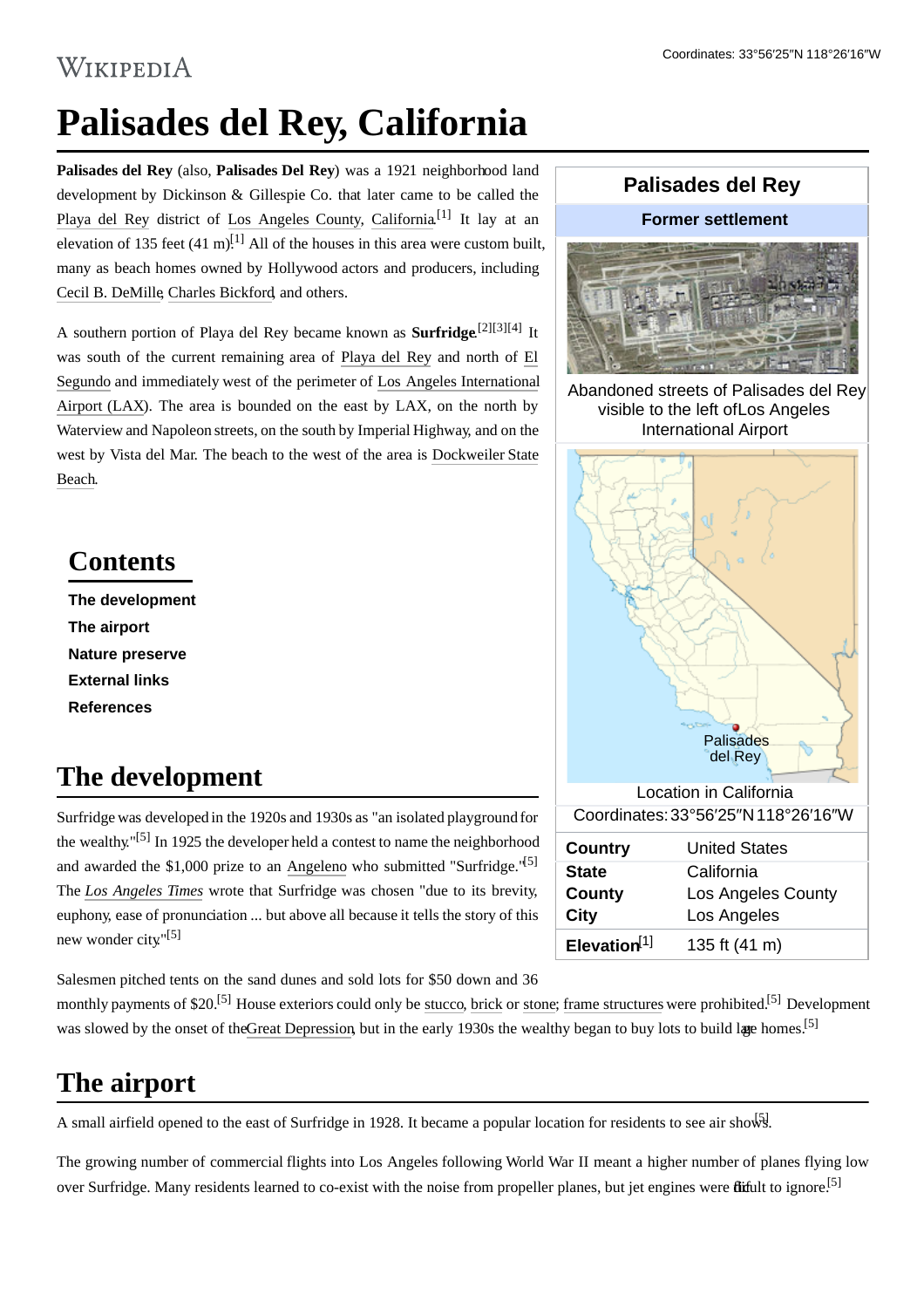Coordinates: 33°56′25″N 118°26′16″W

# Palisades del Rey, California

**Palisades del Rey** (also, **Palisades Del Rey**) was a 1921 neighborhood land development by Dickinson & Gillespie Co. that later came to be called the Playa del Rey district of Los Angeles County, California.[1] It lay at an elevation of 135 feet (41 m).[1] All of the houses in this area were custom built, many as beach homes owned by Hollywood actors and producers, including Cecil B. DeMille, Charles Bickford, and others.

A southern portion of Playa del Rey became known as **Surfridge**.[2][3][4] It was south of the current remaining area of Playa del Rey and north of El Segundo and immediately west of the perimeter of Los Angeles International Airport (LAX). The area is bounded on the east by LAX, on the north by Waterview and Napoleon streets, on the south by Imperial Highway, and on the west by Vista del Mar. The beach to the west of the area is Dockweiler State Beach.

**Palisades del Rey**

**Former settlement**

Abandoned streets of Palisades del Rey visible to the left of Los Angeles International Airport

Palisades del Rey

Location in California

Coordinates: 33°56′25″N 118°26′16″W

| | |
|---|---|
| **Country** | United States |
| **State** | California |
| **County** | Los Angeles County |
| **City** | Los Angeles |
| **Elevation**[1] | 135 ft (41 m) |

## Contents

- The development
- The airport
- Nature preserve
- External links
- References

## The development

Surfridge was developed in the 1920s and 1930s as "an isolated playground for the wealthy."[5] In 1925 the developer held a contest to name the neighborhood and awarded the $1,000 prize to an Angeleno who submitted "Surfridge."[5] The *Los Angeles Times* wrote that Surfridge was chosen "due to its brevity, euphony, ease of pronunciation ... but above all because it tells the story of this new wonder city."[5]

Salesmen pitched tents on the sand dunes and sold lots for $50 down and 36 monthly payments of $20.[5] House exteriors could only be stucco, brick or stone; frame structures were prohibited.[5] Development was slowed by the onset of the Great Depression, but in the early 1930s the wealthy began to buy lots to build large homes.[5]

## The airport

A small airfield opened to the east of Surfridge in 1928. It became a popular location for residents to see air shows.[5]

The growing number of commercial flights into Los Angeles following World War II meant a higher number of planes flying low over Surfridge. Many residents learned to co-exist with the noise from propeller planes, but jet engines were difficult to ignore.[5]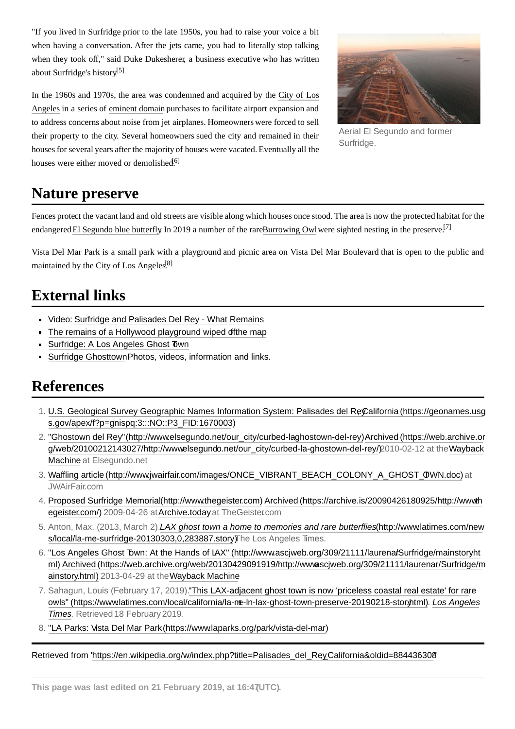"If you lived in Surfridge prior to the late 1950s, you had to raise your voice a bit when having a conversation. After the jets came, you had to literally stop talking when they took off," said Duke Dukesherer, a business executive who has written about Surfridge's history.[5]

In the 1960s and 1970s, the area was condemned and acquired by the City of Los Angeles in a series of eminent domain purchases to facilitate airport expansion and to address concerns about noise from jet airplanes. Homeowners were forced to sell their property to the city. Several homeowners sued the city and remained in their houses for several years after the majority of houses were vacated. Eventually all the houses were either moved or demolished.[6]

Aerial El Segundo and former Surfridge.

## Nature preserve

Fences protect the vacant land and old streets are visible along which houses once stood. The area is now the protected habitat for the endangered El Segundo blue butterfly. In 2019 a number of the rare Burrowing Owl were sighted nesting in the preserve.[7]

Vista Del Mar Park is a small park with a playground and picnic area on Vista Del Mar Boulevard that is open to the public and maintained by the City of Los Angeles.[8]

## External links

- Video: Surfridge and Palisades Del Rey - What Remains
- The remains of a Hollywood playground wiped off the map
- Surfridge: A Los Angeles Ghost Town
- Surfridge Ghosttown Photos, videos, information and links.

## References

1. U.S. Geological Survey Geographic Names Information System: Palisades del Rey, California (https://geonames.usgs.gov/apex/f?p=gnispq:3:::NO::P3_FID:1670003)
2. "Ghostown del Rey" (http://www.elsegundo.net/our_city/curbed-la-ghostown-del-rey) Archived (https://web.archive.org/web/20100212143027/http://www.elsegundo.net/our_city/curbed-la-ghostown-del-rey/) 2010-02-12 at the Wayback Machine at Elsegundo.net
3. Waffling article (http://www.jwairfair.com/images/ONCE_VIBRANT_BEACH_COLONY_A_GHOST_TOWN.doc) at JWAirFair.com
4. Proposed Surfridge Memorial (http://www.thegeister.com) Archived (https://archive.is/20090426180925/http://www.thegeister.com/) 2009-04-26 at Archive.today at TheGeister.com
5. Anton, Max. (2013, March 2). *LAX ghost town a home to memories and rare butterflies* (http://www.latimes.com/news/local/la-me-surfridge-20130303,0,283887.story) The Los Angeles Times.
6. "Los Angeles Ghost Town: At the Hands of LAX" (http://www.ascjweb.org/309/21111/laurenar/Surfridge/mainstory.html) Archived (https://web.archive.org/web/20130429091919/http://www.ascjweb.org/309/21111/laurenar/Surfridge/mainstory.html) 2013-04-29 at the Wayback Machine
7. Sahagun, Louis (February 17, 2019). "This LAX-adjacent ghost town is now 'priceless coastal real estate' for rare owls" (https://www.latimes.com/local/california/la-me-ln-lax-ghost-town-preserve-20190218-story.html). *Los Angeles Times*. Retrieved 18 February 2019.
8. "LA Parks: Vista Del Mar Park (https://www.laparks.org/park/vista-del-mar)"

Retrieved from "https://en.wikipedia.org/w/index.php?title=Palisades_del_Rey,_California&oldid=884436308"

**This page was last edited on 21 February 2019, at 16:47 (UTC).**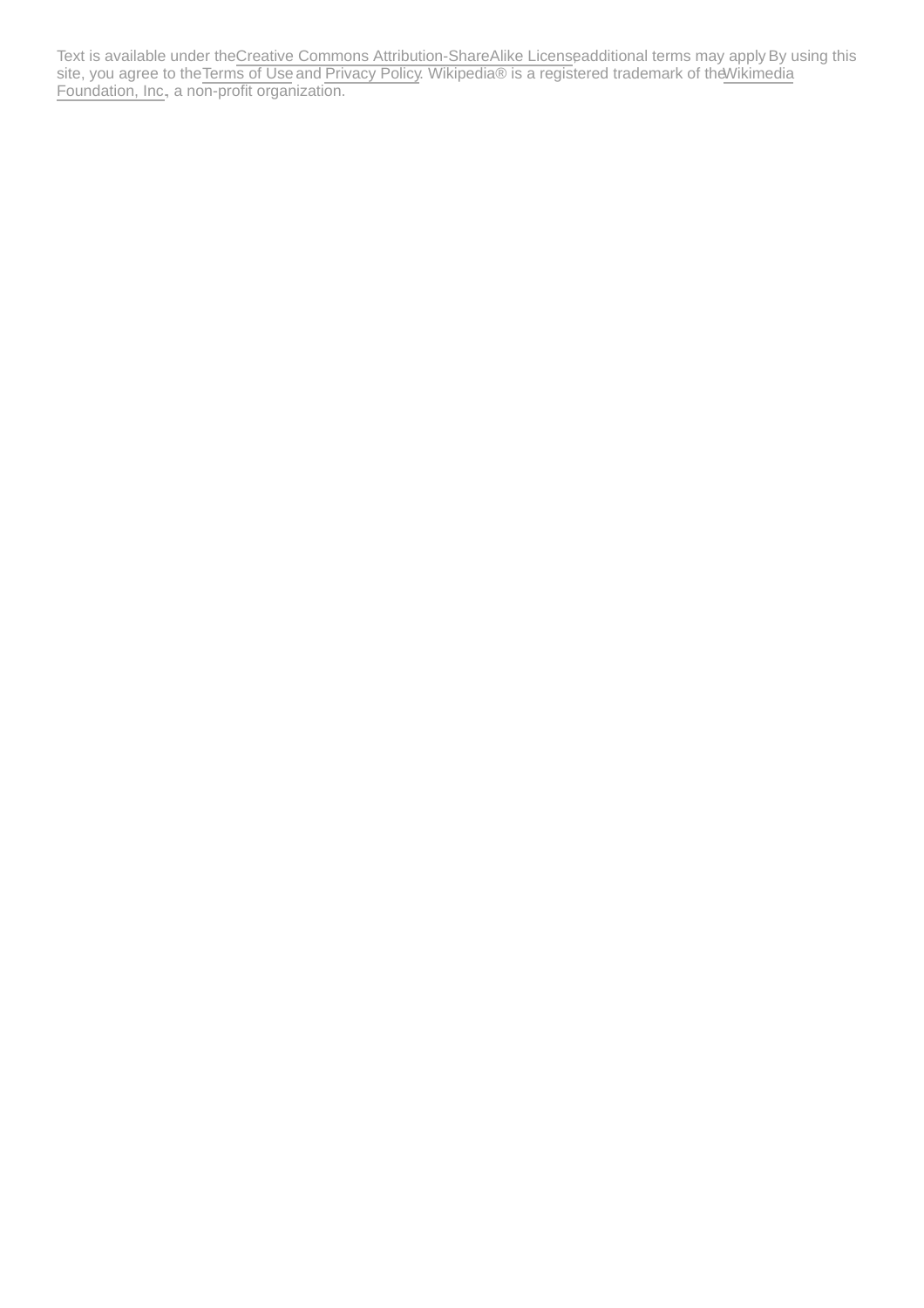Text is available under the Creative Commons Attribution-ShareAlike License; additional terms may apply. By using this site, you agree to the Terms of Use and Privacy Policy. Wikipedia® is a registered trademark of the Wikimedia Foundation, Inc., a non-profit organization.